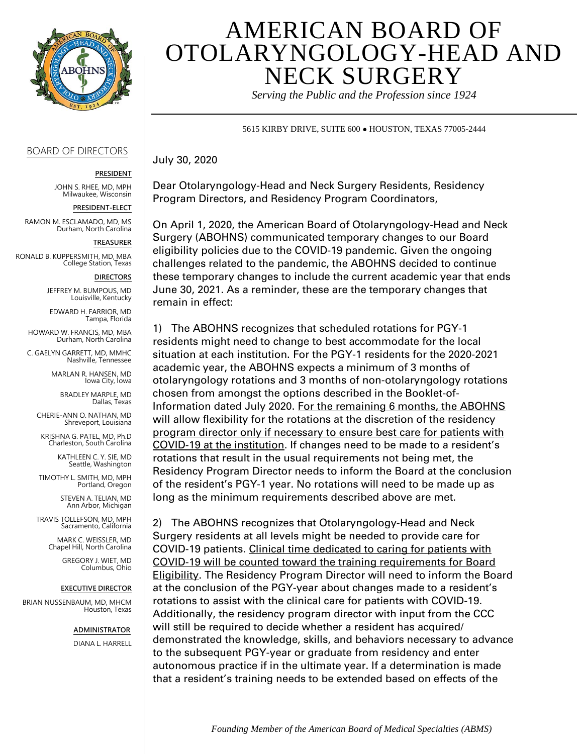# AMERICAN BOARD OF OTOLARYNGOLOGY-HEAD AND NECK SURGERY

*Serving the Public and the Profession since 1924*

5615 KIRBY DRIVE, SUITE 600 • HOUSTON, TEXAS 77005-2444

## BOARD OF DIRECTORS

**PRESIDENT**

JOHN S. RHEE, MD, MPH
Milwaukee, Wisconsin

**PRESIDENT-ELECT**

RAMON M. ESCLAMADO, MD, MS
Durham, North Carolina

**TREASURER**

RONALD B. KUPPERSMITH, MD, MBA
College Station, Texas

**DIRECTORS**

JEFFREY M. BUMPOUS, MD
Louisville, Kentucky

EDWARD H. FARRIOR, MD
Tampa, Florida

HOWARD W. FRANCIS, MD, MBA
Durham, North Carolina

C. GAELYN GARRETT, MD, MMHC
Nashville, Tennessee

MARLAN R. HANSEN, MD
Iowa City, Iowa

BRADLEY MARPLE, MD
Dallas, Texas

CHERIE-ANN O. NATHAN, MD
Shreveport, Louisiana

KRISHNA G. PATEL, MD, Ph.D
Charleston, South Carolina

KATHLEEN C. Y. SIE, MD
Seattle, Washington

TIMOTHY L. SMITH, MD, MPH
Portland, Oregon

STEVEN A. TELIAN, MD
Ann Arbor, Michigan

TRAVIS TOLLEFSON, MD, MPH
Sacramento, California

MARK C. WEISSLER, MD
Chapel Hill, North Carolina

GREGORY J. WIET, MD
Columbus, Ohio

**EXECUTIVE DIRECTOR**

BRIAN NUSSENBAUM, MD, MHCM
Houston, Texas

**ADMINISTRATOR**

DIANA L. HARRELL

---

July 30, 2020

Dear Otolaryngology-Head and Neck Surgery Residents, Residency Program Directors, and Residency Program Coordinators,

On April 1, 2020, the American Board of Otolaryngology-Head and Neck Surgery (ABOHNS) communicated temporary changes to our Board eligibility policies due to the COVID-19 pandemic. Given the ongoing challenges related to the pandemic, the ABOHNS decided to continue these temporary changes to include the current academic year that ends June 30, 2021. As a reminder, these are the temporary changes that remain in effect:

1) The ABOHNS recognizes that scheduled rotations for PGY-1 residents might need to change to best accommodate for the local situation at each institution. For the PGY-1 residents for the 2020-2021 academic year, the ABOHNS expects a minimum of 3 months of otolaryngology rotations and 3 months of non-otolaryngology rotations chosen from amongst the options described in the Booklet-of-Information dated July 2020. <u>For the remaining 6 months, the ABOHNS will allow flexibility for the rotations at the discretion of the residency program director only if necessary to ensure best care for patients with COVID-19 at the institution</u>. If changes need to be made to a resident's rotations that result in the usual requirements not being met, the Residency Program Director needs to inform the Board at the conclusion of the resident's PGY-1 year. No rotations will need to be made up as long as the minimum requirements described above are met.

2) The ABOHNS recognizes that Otolaryngology-Head and Neck Surgery residents at all levels might be needed to provide care for COVID-19 patients. <u>Clinical time dedicated to caring for patients with COVID-19 will be counted toward the training requirements for Board Eligibility</u>. The Residency Program Director will need to inform the Board at the conclusion of the PGY-year about changes made to a resident's rotations to assist with the clinical care for patients with COVID-19. Additionally, the residency program director with input from the CCC will still be required to decide whether a resident has acquired/ demonstrated the knowledge, skills, and behaviors necessary to advance to the subsequent PGY-year or graduate from residency and enter autonomous practice if in the ultimate year. If a determination is made that a resident's training needs to be extended based on effects of the

*Founding Member of the American Board of Medical Specialties (ABMS)*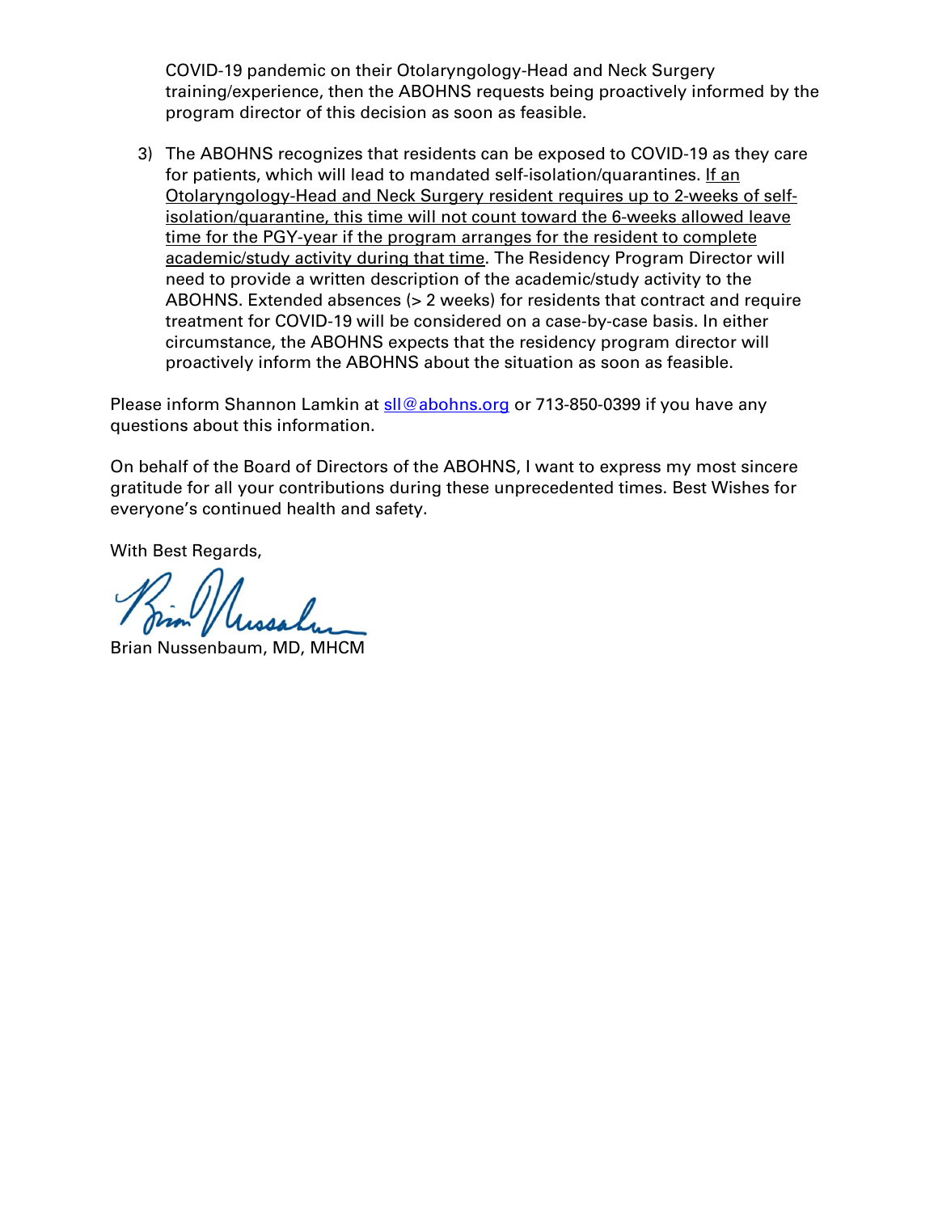COVID-19 pandemic on their Otolaryngology-Head and Neck Surgery training/experience, then the ABOHNS requests being proactively informed by the program director of this decision as soon as feasible.

3) The ABOHNS recognizes that residents can be exposed to COVID-19 as they care for patients, which will lead to mandated self-isolation/quarantines. <u>If an Otolaryngology-Head and Neck Surgery resident requires up to 2-weeks of self-isolation/quarantine, this time will not count toward the 6-weeks allowed leave time for the PGY-year if the program arranges for the resident to complete academic/study activity during that time</u>. The Residency Program Director will need to provide a written description of the academic/study activity to the ABOHNS. Extended absences (> 2 weeks) for residents that contract and require treatment for COVID-19 will be considered on a case-by-case basis. In either circumstance, the ABOHNS expects that the residency program director will proactively inform the ABOHNS about the situation as soon as feasible.

Please inform Shannon Lamkin at sll@abohns.org or 713-850-0399 if you have any questions about this information.

On behalf of the Board of Directors of the ABOHNS, I want to express my most sincere gratitude for all your contributions during these unprecedented times. Best Wishes for everyone's continued health and safety.

With Best Regards,

Brian Nussenbaum, MD, MHCM